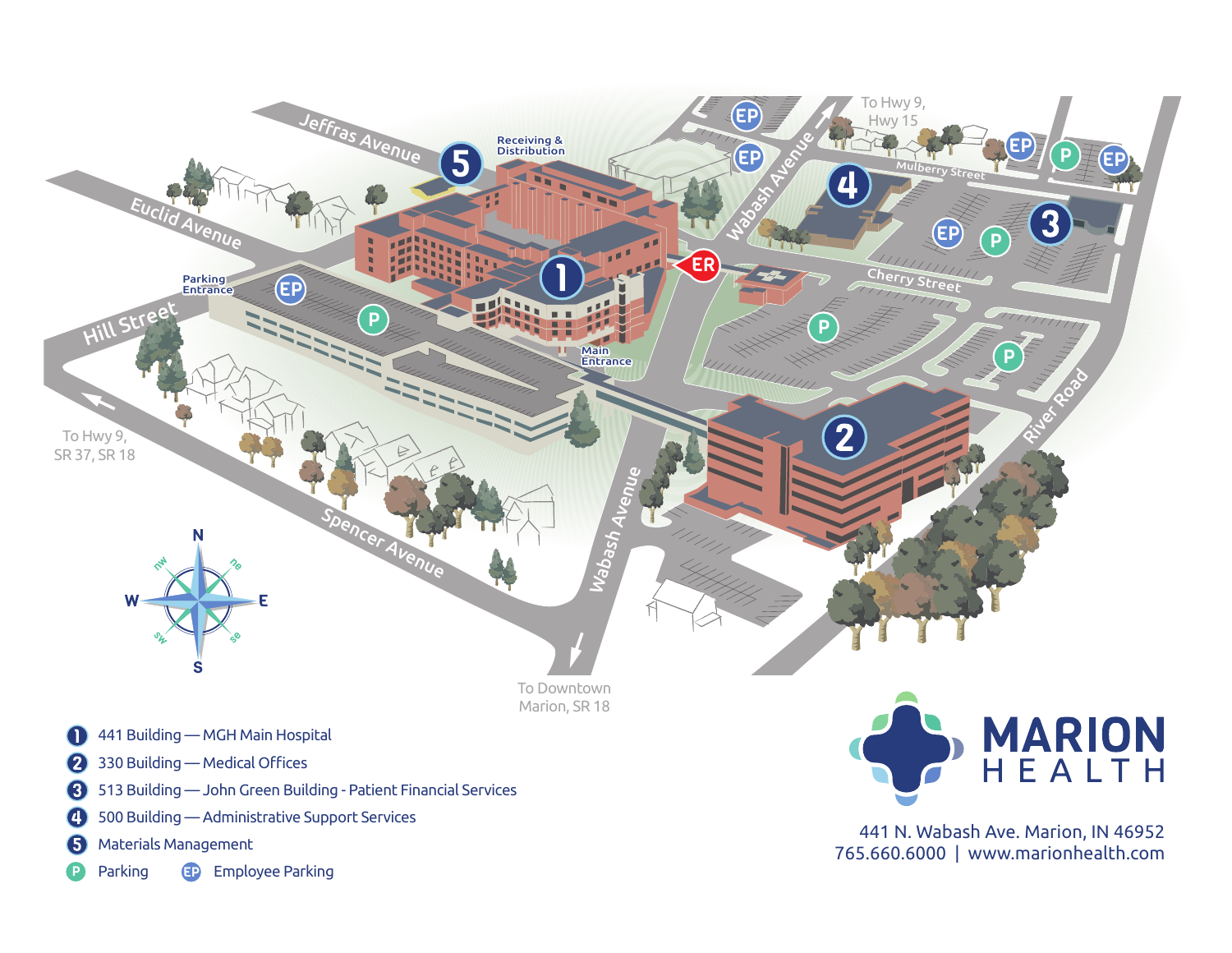Jeffras Avenue

Euclid Avenue

Hill Street

Spencer Avenue

Wabash Avenue

Mulberry Street

Cherry Street

River Road

Receiving & Distribution

Parking Entrance

Main Entrance

ER

To Hwy 9, Hwy 15

To Hwy 9, SR 37, SR 18

To Downtown Marion, SR 18

N  
NW NE  
W E  
SW SE  
S

1. 441 Building — MGH Main Hospital
2. 330 Building — Medical Offices
3. 513 Building — John Green Building - Patient Financial Services
4. 500 Building — Administrative Support Services
5. Materials Management

P Parking  EP Employee Parking

**MARION HEALTH**

441 N. Wabash Ave. Marion, IN 46952  
765.660.6000 | www.marionhealth.com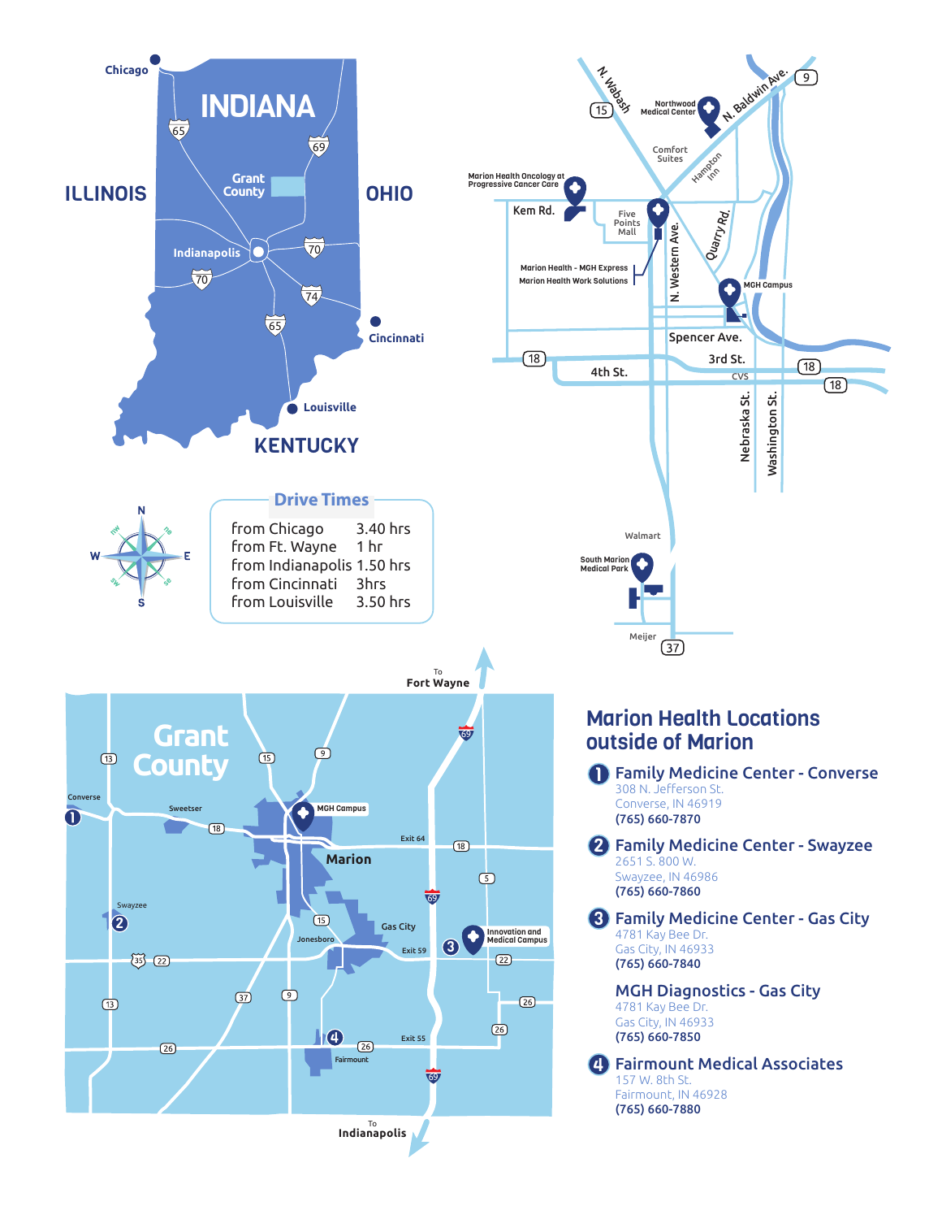## Drive Times

| | |
|---|---|
| from Chicago | 3.40 hrs |
| from Ft. Wayne | 1 hr |
| from Indianapolis | 1.50 hrs |
| from Cincinnati | 3hrs |
| from Louisville | 3.50 hrs |

## Marion Health Locations outside of Marion

### 1 Family Medicine Center - Converse

308 N. Jefferson St.
Converse, IN 46919
**(765) 660-7870**

### 2 Family Medicine Center - Swayzee

2651 S. 800 W.
Swayzee, IN 46986
**(765) 660-7860**

### 3 Family Medicine Center - Gas City

4781 Kay Bee Dr.
Gas City, IN 46933
**(765) 660-7840**

### MGH Diagnostics - Gas City

4781 Kay Bee Dr.
Gas City, IN 46933
**(765) 660-7850**

### 4 Fairmount Medical Associates

157 W. 8th St.
Fairmount, IN 46928
**(765) 660-7880**